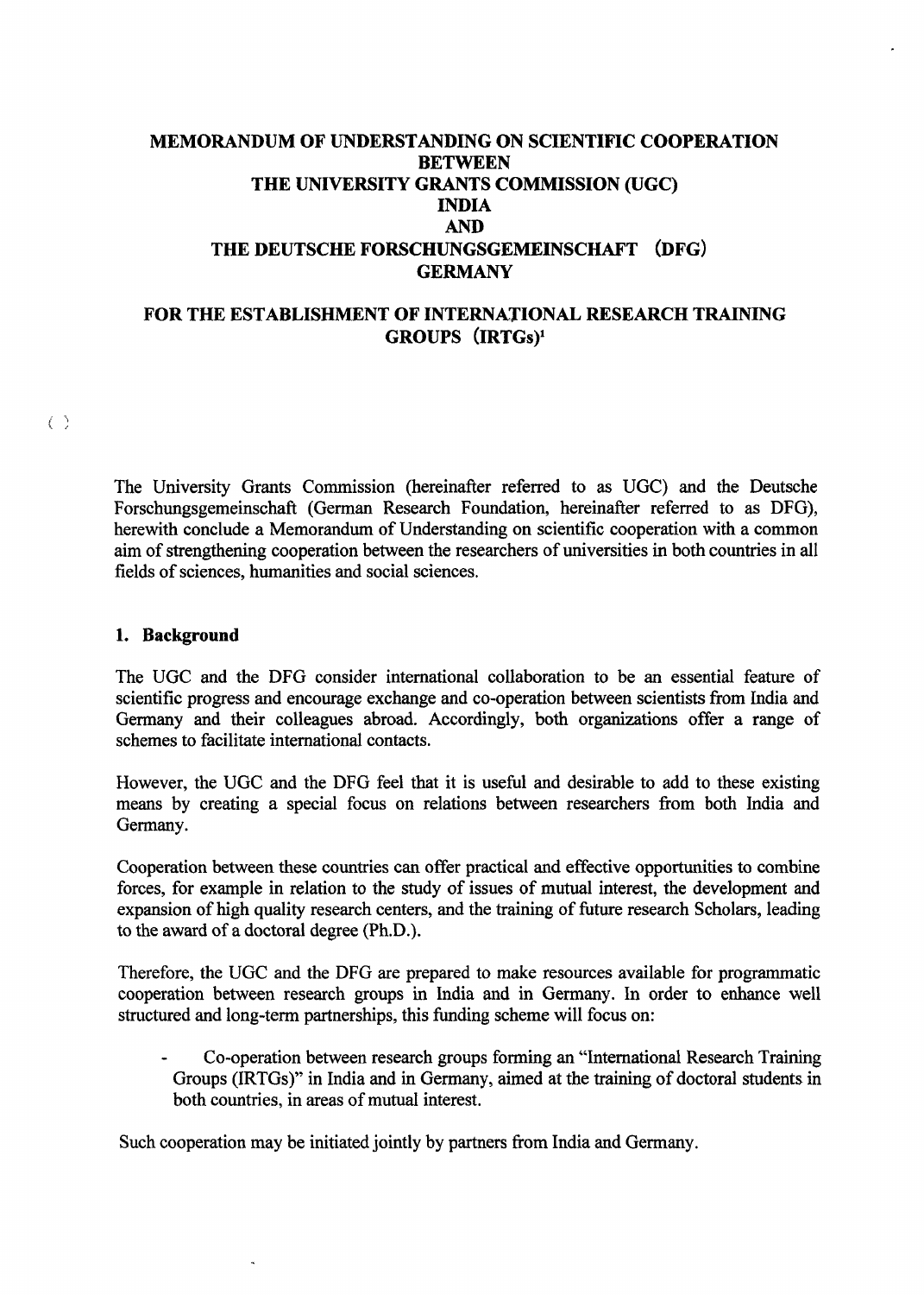# MEMORANDUM OF UNDERSTANDING ON SCIENTIFIC COOPERATION BETWEEN THE UNIVERSITY GRANTS COMMISSION (UGC) INDIA AND THE DEUTSCHE FORSCHUNGSGEMEINSCHAFT (DFG) GERMANY

## FOR THE ESTABLISHMENT OF INTERNATIONAL RESEARCH TRAINING GROUPS (IRTGs)[1]

The University Grants Commission (hereinafter referred to as UGC) and the Deutsche Forschungsgemeinschaft (German Research Foundation, hereinafter referred to as DFG), herewith conclude a Memorandum of Understanding on scientific cooperation with a common aim of strengthening cooperation between the researchers of universities in both countries in all fields of sciences, humanities and social sciences.

### 1. Background

The UGC and the DFG consider international collaboration to be an essential feature of scientific progress and encourage exchange and co-operation between scientists from India and Germany and their colleagues abroad. Accordingly, both organizations offer a range of schemes to facilitate international contacts.

However, the UGC and the DFG feel that it is useful and desirable to add to these existing means by creating a special focus on relations between researchers from both India and Germany.

Cooperation between these countries can offer practical and effective opportunities to combine forces, for example in relation to the study of issues of mutual interest, the development and expansion of high quality research centers, and the training of future research Scholars, leading to the award of a doctoral degree (Ph.D.).

Therefore, the UGC and the DFG are prepared to make resources available for programmatic cooperation between research groups in India and in Germany. In order to enhance well structured and long-term partnerships, this funding scheme will focus on:

- Co-operation between research groups forming an "International Research Training Groups (IRTGs)" in India and in Germany, aimed at the training of doctoral students in both countries, in areas of mutual interest.

Such cooperation may be initiated jointly by partners from India and Germany.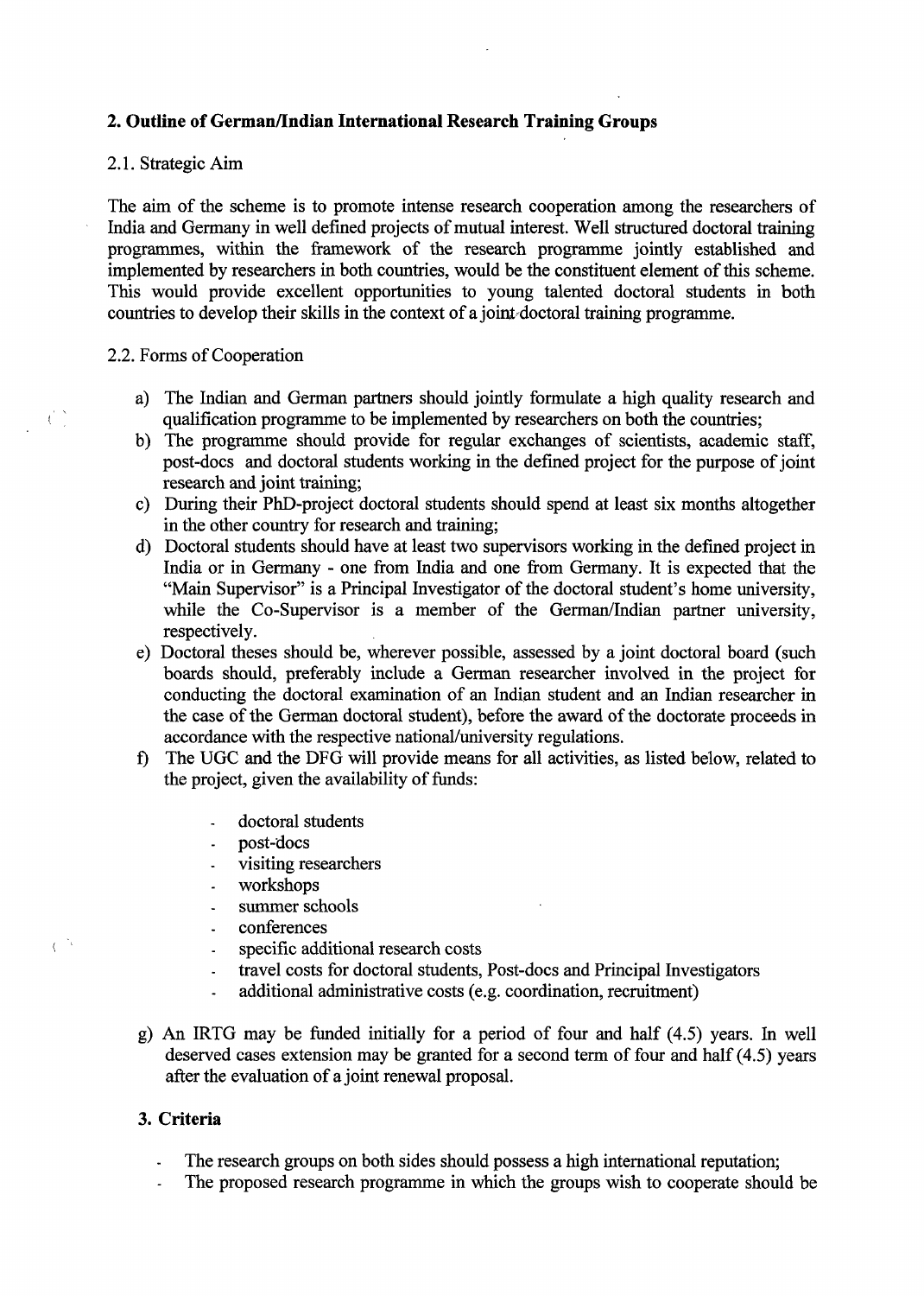## 2. Outline of German/Indian International Research Training Groups

### 2.1. Strategic Aim

The aim of the scheme is to promote intense research cooperation among the researchers of India and Germany in well defined projects of mutual interest. Well structured doctoral training programmes, within the framework of the research programme jointly established and implemented by researchers in both countries, would be the constituent element of this scheme. This would provide excellent opportunities to young talented doctoral students in both countries to develop their skills in the context of a joint doctoral training programme.

### 2.2. Forms of Cooperation

a) The Indian and German partners should jointly formulate a high quality research and qualification programme to be implemented by researchers on both the countries;

b) The programme should provide for regular exchanges of scientists, academic staff, post-docs and doctoral students working in the defined project for the purpose of joint research and joint training;

c) During their PhD-project doctoral students should spend at least six months altogether in the other country for research and training;

d) Doctoral students should have at least two supervisors working in the defined project in India or in Germany - one from India and one from Germany. It is expected that the "Main Supervisor" is a Principal Investigator of the doctoral student's home university, while the Co-Supervisor is a member of the German/Indian partner university, respectively.

e) Doctoral theses should be, wherever possible, assessed by a joint doctoral board (such boards should, preferably include a German researcher involved in the project for conducting the doctoral examination of an Indian student and an Indian researcher in the case of the German doctoral student), before the award of the doctorate proceeds in accordance with the respective national/university regulations.

f) The UGC and the DFG will provide means for all activities, as listed below, related to the project, given the availability of funds:

- doctoral students
- post-docs
- visiting researchers
- workshops
- summer schools
- conferences
- specific additional research costs
- travel costs for doctoral students, Post-docs and Principal Investigators
- additional administrative costs (e.g. coordination, recruitment)

g) An IRTG may be funded initially for a period of four and half (4.5) years. In well deserved cases extension may be granted for a second term of four and half (4.5) years after the evaluation of a joint renewal proposal.

## 3. Criteria

- The research groups on both sides should possess a high international reputation;
- The proposed research programme in which the groups wish to cooperate should be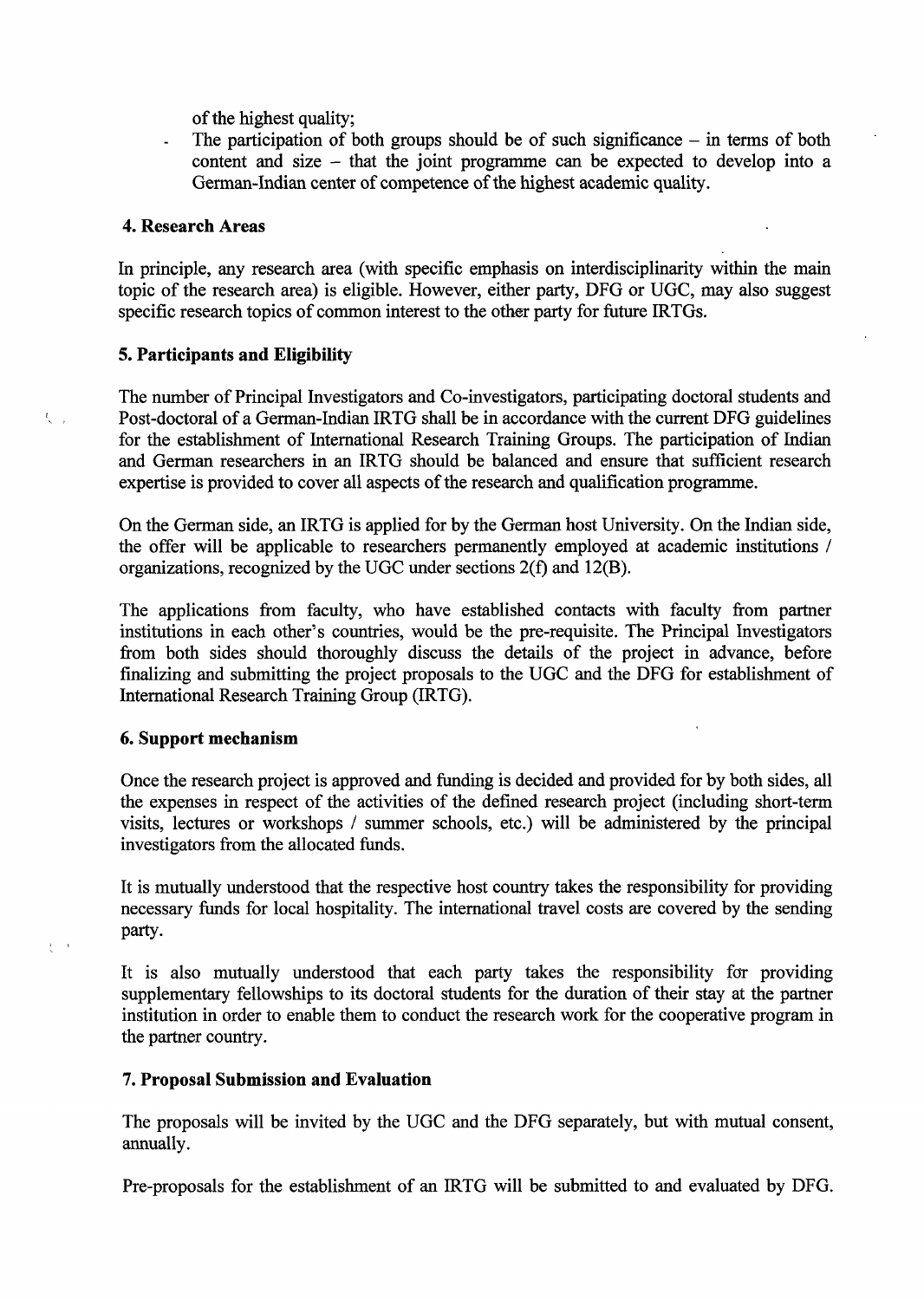of the highest quality;

- The participation of both groups should be of such significance – in terms of both content and size – that the joint programme can be expected to develop into a German-Indian center of competence of the highest academic quality.

## 4. Research Areas

In principle, any research area (with specific emphasis on interdisciplinarity within the main topic of the research area) is eligible. However, either party, DFG or UGC, may also suggest specific research topics of common interest to the other party for future IRTGs.

## 5. Participants and Eligibility

The number of Principal Investigators and Co-investigators, participating doctoral students and Post-doctoral of a German-Indian IRTG shall be in accordance with the current DFG guidelines for the establishment of International Research Training Groups. The participation of Indian and German researchers in an IRTG should be balanced and ensure that sufficient research expertise is provided to cover all aspects of the research and qualification programme.

On the German side, an IRTG is applied for by the German host University. On the Indian side, the offer will be applicable to researchers permanently employed at academic institutions / organizations, recognized by the UGC under sections 2(f) and 12(B).

The applications from faculty, who have established contacts with faculty from partner institutions in each other's countries, would be the pre-requisite. The Principal Investigators from both sides should thoroughly discuss the details of the project in advance, before finalizing and submitting the project proposals to the UGC and the DFG for establishment of International Research Training Group (IRTG).

## 6. Support mechanism

Once the research project is approved and funding is decided and provided for by both sides, all the expenses in respect of the activities of the defined research project (including short-term visits, lectures or workshops / summer schools, etc.) will be administered by the principal investigators from the allocated funds.

It is mutually understood that the respective host country takes the responsibility for providing necessary funds for local hospitality. The international travel costs are covered by the sending party.

It is also mutually understood that each party takes the responsibility for providing supplementary fellowships to its doctoral students for the duration of their stay at the partner institution in order to enable them to conduct the research work for the cooperative program in the partner country.

## 7. Proposal Submission and Evaluation

The proposals will be invited by the UGC and the DFG separately, but with mutual consent, annually.

Pre-proposals for the establishment of an IRTG will be submitted to and evaluated by DFG.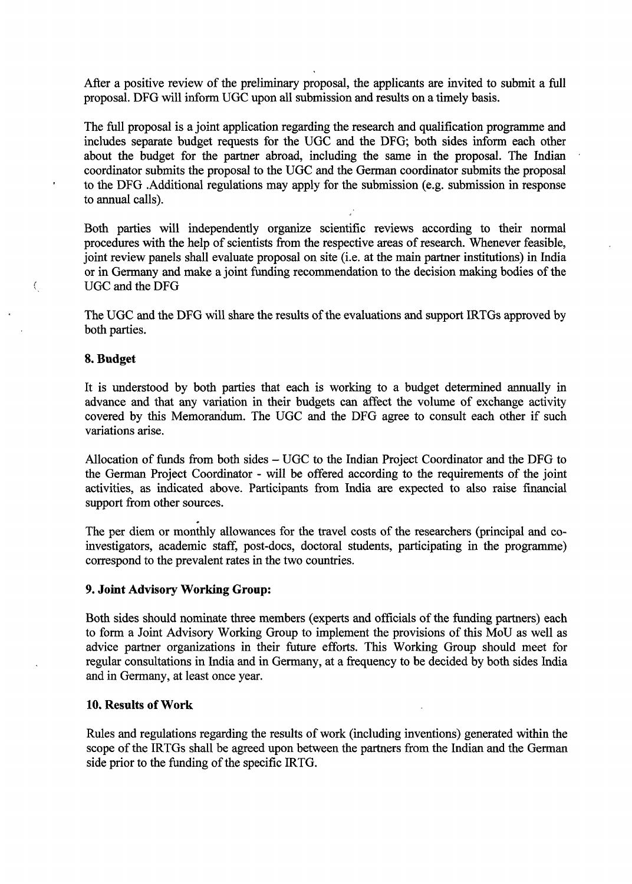After a positive review of the preliminary proposal, the applicants are invited to submit a full proposal. DFG will inform UGC upon all submission and results on a timely basis.

The full proposal is a joint application regarding the research and qualification programme and includes separate budget requests for the UGC and the DFG; both sides inform each other about the budget for the partner abroad, including the same in the proposal. The Indian coordinator submits the proposal to the UGC and the German coordinator submits the proposal to the DFG .Additional regulations may apply for the submission (e.g. submission in response to annual calls).

Both parties will independently organize scientific reviews according to their normal procedures with the help of scientists from the respective areas of research. Whenever feasible, joint review panels shall evaluate proposal on site (i.e. at the main partner institutions) in India or in Germany and make a joint funding recommendation to the decision making bodies of the UGC and the DFG

The UGC and the DFG will share the results of the evaluations and support IRTGs approved by both parties.

**8. Budget**

It is understood by both parties that each is working to a budget determined annually in advance and that any variation in their budgets can affect the volume of exchange activity covered by this Memorandum. The UGC and the DFG agree to consult each other if such variations arise.

Allocation of funds from both sides – UGC to the Indian Project Coordinator and the DFG to the German Project Coordinator - will be offered according to the requirements of the joint activities, as indicated above. Participants from India are expected to also raise financial support from other sources.

The per diem or monthly allowances for the travel costs of the researchers (principal and co-investigators, academic staff, post-docs, doctoral students, participating in the programme) correspond to the prevalent rates in the two countries.

**9. Joint Advisory Working Group:**

Both sides should nominate three members (experts and officials of the funding partners) each to form a Joint Advisory Working Group to implement the provisions of this MoU as well as advice partner organizations in their future efforts. This Working Group should meet for regular consultations in India and in Germany, at a frequency to be decided by both sides India and in Germany, at least once year.

**10. Results of Work**

Rules and regulations regarding the results of work (including inventions) generated within the scope of the IRTGs shall be agreed upon between the partners from the Indian and the German side prior to the funding of the specific IRTG.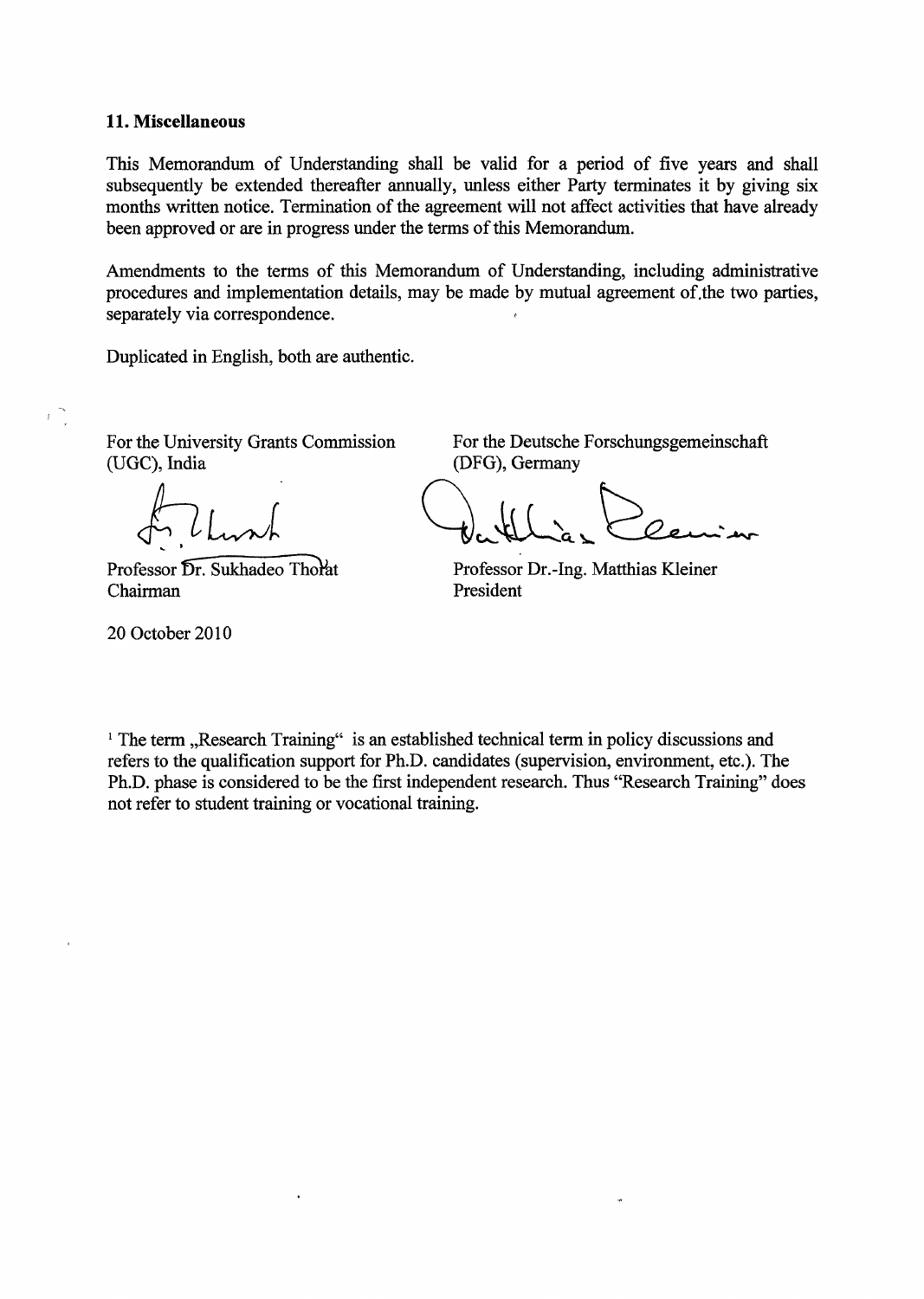## 11. Miscellaneous

This Memorandum of Understanding shall be valid for a period of five years and shall subsequently be extended thereafter annually, unless either Party terminates it by giving six months written notice. Termination of the agreement will not affect activities that have already been approved or are in progress under the terms of this Memorandum.

Amendments to the terms of this Memorandum of Understanding, including administrative procedures and implementation details, may be made by mutual agreement of the two parties, separately via correspondence.

Duplicated in English, both are authentic.

For the University Grants Commission (UGC), India

Professor Dr. Sukhadeo Thorat
Chairman

20 October 2010

For the Deutsche Forschungsgemeinschaft (DFG), Germany

Professor Dr.-Ing. Matthias Kleiner
President

[1] The term „Research Training" is an established technical term in policy discussions and refers to the qualification support for Ph.D. candidates (supervision, environment, etc.). The Ph.D. phase is considered to be the first independent research. Thus "Research Training" does not refer to student training or vocational training.